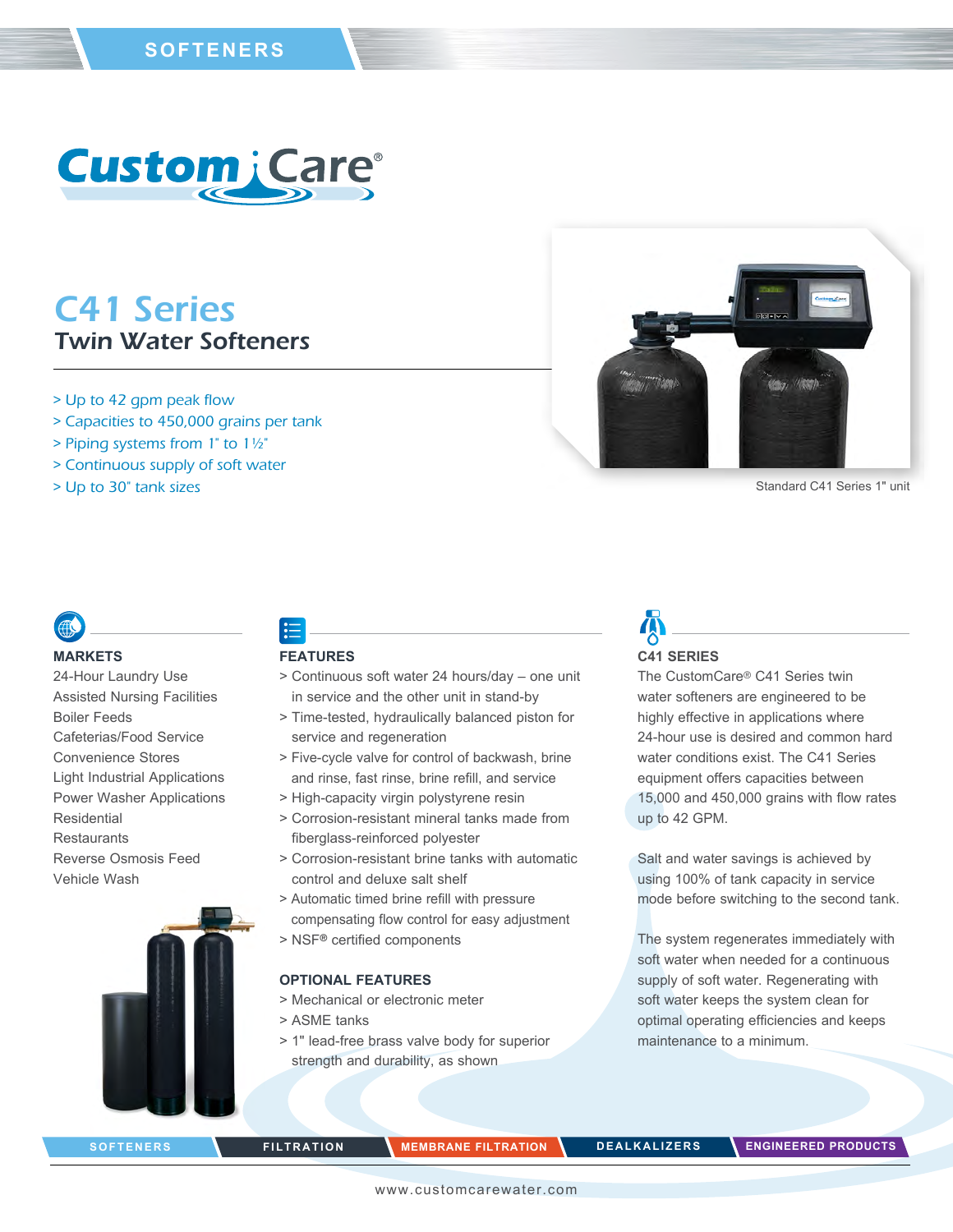SOFTENERS

CustomCare®

# C41 Series

## Twin Water Softeners

> Up to 42 gpm peak flow
> Capacities to 450,000 grains per tank
> Piping systems from 1" to 1½"
> Continuous supply of soft water
> Up to 30" tank sizes

Standard C41 Series 1" unit

### MARKETS

24-Hour Laundry Use
Assisted Nursing Facilities
Boiler Feeds
Cafeterias/Food Service
Convenience Stores
Light Industrial Applications
Power Washer Applications
Residential
Restaurants
Reverse Osmosis Feed
Vehicle Wash

### FEATURES

> Continuous soft water 24 hours/day – one unit in service and the other unit in stand-by
> Time-tested, hydraulically balanced piston for service and regeneration
> Five-cycle valve for control of backwash, brine and rinse, fast rinse, brine refill, and service
> High-capacity virgin polystyrene resin
> Corrosion-resistant mineral tanks made from fiberglass-reinforced polyester
> Corrosion-resistant brine tanks with automatic control and deluxe salt shelf
> Automatic timed brine refill with pressure compensating flow control for easy adjustment
> NSF® certified components

### OPTIONAL FEATURES

> Mechanical or electronic meter
> ASME tanks
> 1" lead-free brass valve body for superior strength and durability, as shown

### C41 SERIES

The CustomCare® C41 Series twin water softeners are engineered to be highly effective in applications where 24-hour use is desired and common hard water conditions exist. The C41 Series equipment offers capacities between 15,000 and 450,000 grains with flow rates up to 42 GPM.

Salt and water savings is achieved by using 100% of tank capacity in service mode before switching to the second tank.

The system regenerates immediately with soft water when needed for a continuous supply of soft water. Regenerating with soft water keeps the system clean for optimal operating efficiencies and keeps maintenance to a minimum.

SOFTENERS | FILTRATION | MEMBRANE FILTRATION | DEALKALIZERS | ENGINEERED PRODUCTS

www.customcarewater.com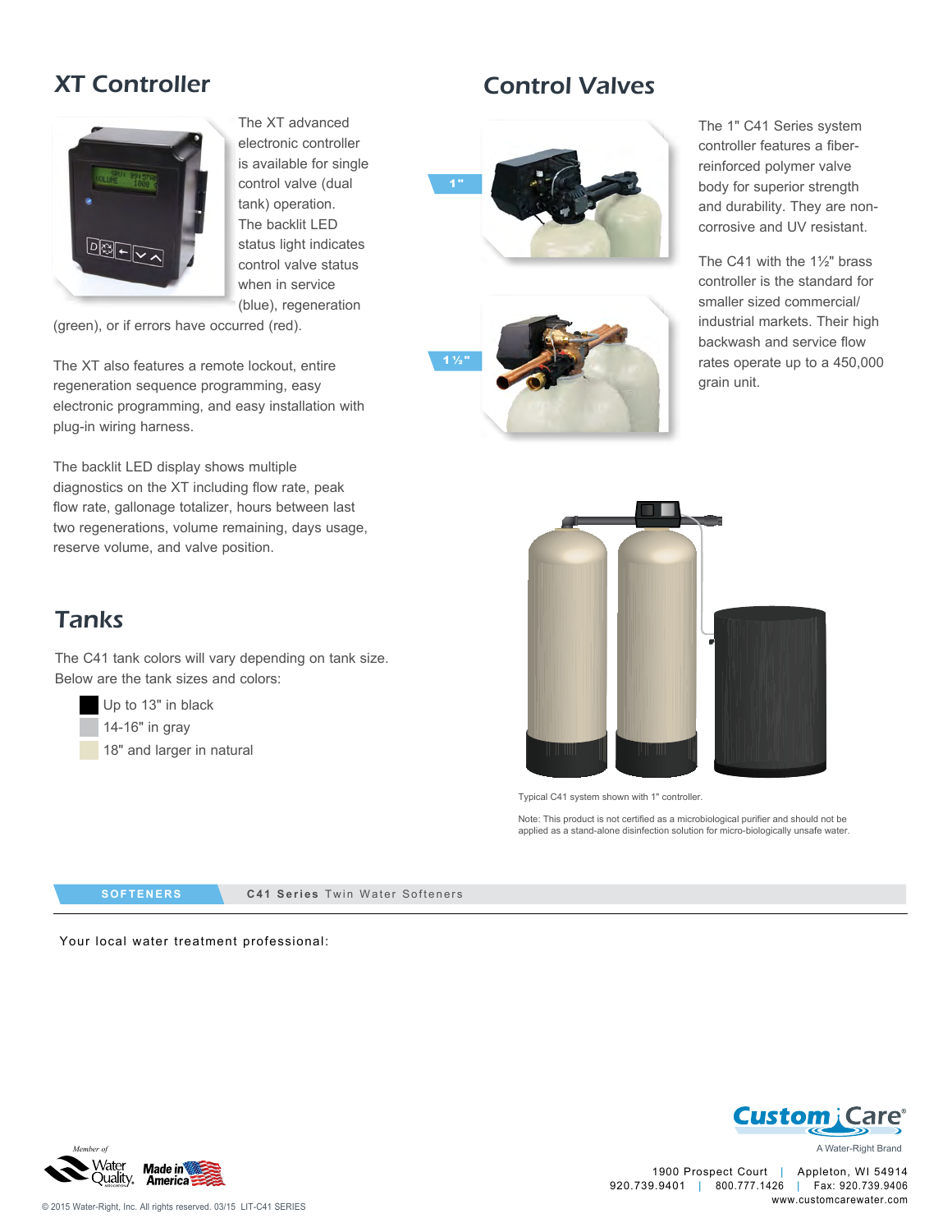## XT Controller

The XT advanced electronic controller is available for single control valve (dual tank) operation. The backlit LED status light indicates control valve status when in service (blue), regeneration (green), or if errors have occurred (red).

The XT also features a remote lockout, entire regeneration sequence programming, easy electronic programming, and easy installation with plug-in wiring harness.

The backlit LED display shows multiple diagnostics on the XT including flow rate, peak flow rate, gallonage totalizer, hours between last two regenerations, volume remaining, days usage, reserve volume, and valve position.

## Tanks

The C41 tank colors will vary depending on tank size. Below are the tank sizes and colors:

- Up to 13" in black
- 14-16" in gray
- 18" and larger in natural

## Control Valves

1"

1½"

The 1" C41 Series system controller features a fiber-reinforced polymer valve body for superior strength and durability. They are non-corrosive and UV resistant.

The C41 with the 1½" brass controller is the standard for smaller sized commercial/ industrial markets. Their high backwash and service flow rates operate up to a 450,000 grain unit.

Typical C41 system shown with 1" controller.

Note: This product is not certified as a microbiological purifier and should not be applied as a stand-alone disinfection solution for micro-biologically unsafe water.

SOFTENERS | **C41 Series** Twin Water Softeners

Your local water treatment professional:

Custom Care
A Water-Right Brand

1900 Prospect Court | Appleton, WI 54914
920.739.9401 | 800.777.1426 | Fax: 920.739.9406
www.customcarewater.com

Member of Water Quality Association | Made in America

© 2015 Water-Right, Inc. All rights reserved. 03/15 LIT-C41 SERIES